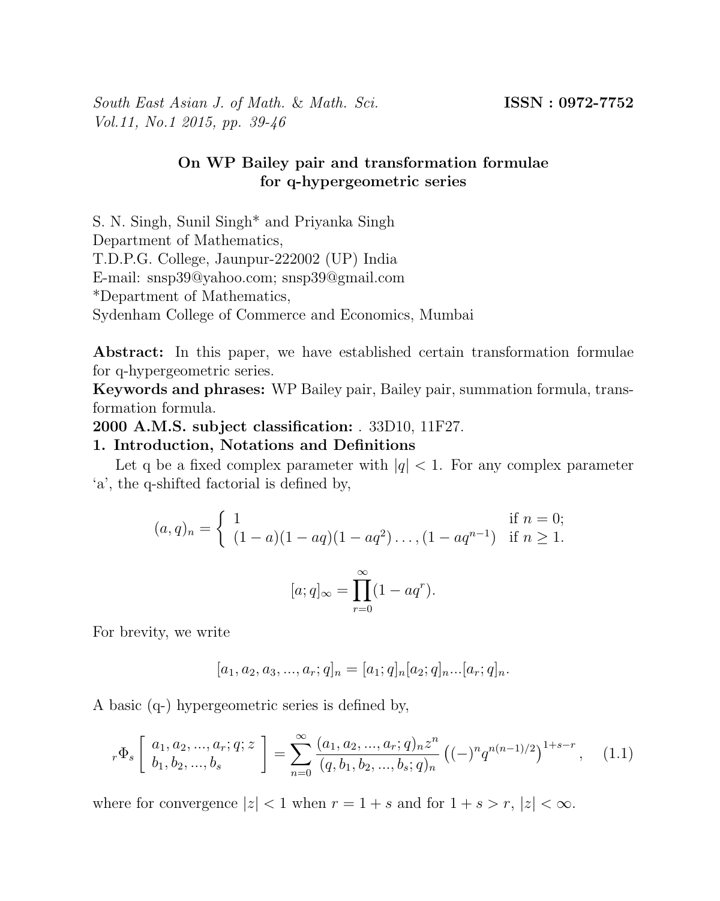*South East Asian J. of Math. & Math. Sci.* **ISSN : 0972-7752**
*Vol.11, No.1 2015, pp. 39-46*

# On WP Bailey pair and transformation formulae for q-hypergeometric series

S. N. Singh, Sunil Singh* and Priyanka Singh
Department of Mathematics,
T.D.P.G. College, Jaunpur-222002 (UP) India
E-mail: snsp39@yahoo.com; snsp39@gmail.com
*Department of Mathematics,
Sydenham College of Commerce and Economics, Mumbai

**Abstract:** In this paper, we have established certain transformation formulae for q-hypergeometric series.

**Keywords and phrases:** WP Bailey pair, Bailey pair, summation formula, transformation formula.

**2000 A.M.S. subject classification:** . 33D10, 11F27.

## 1. Introduction, Notations and Definitions

Let q be a fixed complex parameter with $|q| < 1$. For any complex parameter 'a', the q-shifted factorial is defined by,

$$(a, q)_n = \begin{cases} 1 & \text{if } n = 0; \\ (1-a)(1-aq)(1-aq^2)\ldots,(1-aq^{n-1}) & \text{if } n \geq 1. \end{cases}$$

$$[a; q]_\infty = \prod_{r=0}^{\infty}(1 - aq^r).$$

For brevity, we write

$$[a_1, a_2, a_3, ..., a_r; q]_n = [a_1; q]_n [a_2; q]_n ... [a_r; q]_n.$$

A basic (q-) hypergeometric series is defined by,

$$ {}_r\Phi_s \left[ \begin{matrix} a_1, a_2, ..., a_r; q; z \\ b_1, b_2, ..., b_s \end{matrix} \right] = \sum_{n=0}^{\infty} \frac{(a_1, a_2, ..., a_r; q)_n z^n}{(q, b_1, b_2, ..., b_s; q)_n} \left((-)^n q^{n(n-1)/2}\right)^{1+s-r}, \quad (1.1)$$

where for convergence $|z| < 1$ when $r = 1 + s$ and for $1 + s > r$, $|z| < \infty$.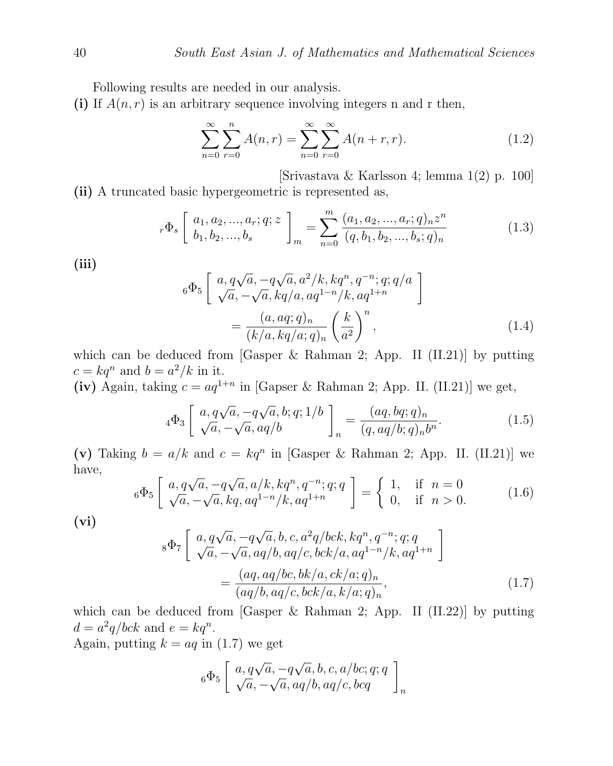Following results are needed in our analysis.

**(i)** If $A(n,r)$ is an arbitrary sequence involving integers n and r then,

$$\sum_{n=0}^{\infty}\sum_{r=0}^{n} A(n,r) = \sum_{n=0}^{\infty}\sum_{r=0}^{\infty} A(n+r,r). \tag{1.2}$$

[Srivastava & Karlsson 4; lemma 1(2) p. 100]

**(ii)** A truncated basic hypergeometric is represented as,

$${}_r\Phi_s\left[\begin{array}{l} a_1, a_2, ..., a_r; q; z \\ b_1, b_2, ..., b_s \end{array}\right]_m = \sum_{n=0}^{m} \frac{(a_1, a_2, ..., a_r; q)_n z^n}{(q, b_1, b_2, ..., b_s; q)_n} \tag{1.3}$$

**(iii)**

$${}_6\Phi_5\left[\begin{array}{l} a, q\sqrt{a}, -q\sqrt{a}, a^2/k, kq^n, q^{-n}; q; q/a \\ \sqrt{a}, -\sqrt{a}, kq/a, aq^{1-n}/k, aq^{1+n} \end{array}\right]$$
$$= \frac{(a, aq; q)_n}{(k/a, kq/a; q)_n}\left(\frac{k}{a^2}\right)^n, \tag{1.4}$$

which can be deduced from [Gasper & Rahman 2; App. II (II.21)] by putting $c = kq^n$ and $b = a^2/k$ in it.

**(iv)** Again, taking $c = aq^{1+n}$ in [Gapser & Rahman 2; App. II. (II.21)] we get,

$${}_4\Phi_3\left[\begin{array}{l} a, q\sqrt{a}, -q\sqrt{a}, b; q; 1/b \\ \sqrt{a}, -\sqrt{a}, aq/b \end{array}\right]_n = \frac{(aq, bq; q)_n}{(q, aq/b; q)_n b^n}. \tag{1.5}$$

**(v)** Taking $b = a/k$ and $c = kq^n$ in [Gasper & Rahman 2; App. II. (II.21)] we have,

$${}_6\Phi_5\left[\begin{array}{l} a, q\sqrt{a}, -q\sqrt{a}, a/k, kq^n, q^{-n}; q; q \\ \sqrt{a}, -\sqrt{a}, kq, aq^{1-n}/k, aq^{1+n} \end{array}\right] = \begin{cases} 1, & \text{if } n = 0 \\ 0, & \text{if } n > 0. \end{cases} \tag{1.6}$$

**(vi)**

$${}_8\Phi_7\left[\begin{array}{l} a, q\sqrt{a}, -q\sqrt{a}, b, c, a^2q/bck, kq^n, q^{-n}; q; q \\ \sqrt{a}, -\sqrt{a}, aq/b, aq/c, bck/a, aq^{1-n}/k, aq^{1+n} \end{array}\right]$$
$$= \frac{(aq, aq/bc, bk/a, ck/a; q)_n}{(aq/b, aq/c, bck/a, k/a; q)_n}, \tag{1.7}$$

which can be deduced from [Gasper & Rahman 2; App. II (II.22)] by putting $d = a^2q/bck$ and $e = kq^n$.

Again, putting $k = aq$ in (1.7) we get

$${}_6\Phi_5\left[\begin{array}{l} a, q\sqrt{a}, -q\sqrt{a}, b, c, a/bc; q; q \\ \sqrt{a}, -\sqrt{a}, aq/b, aq/c, bcq \end{array}\right]_n$$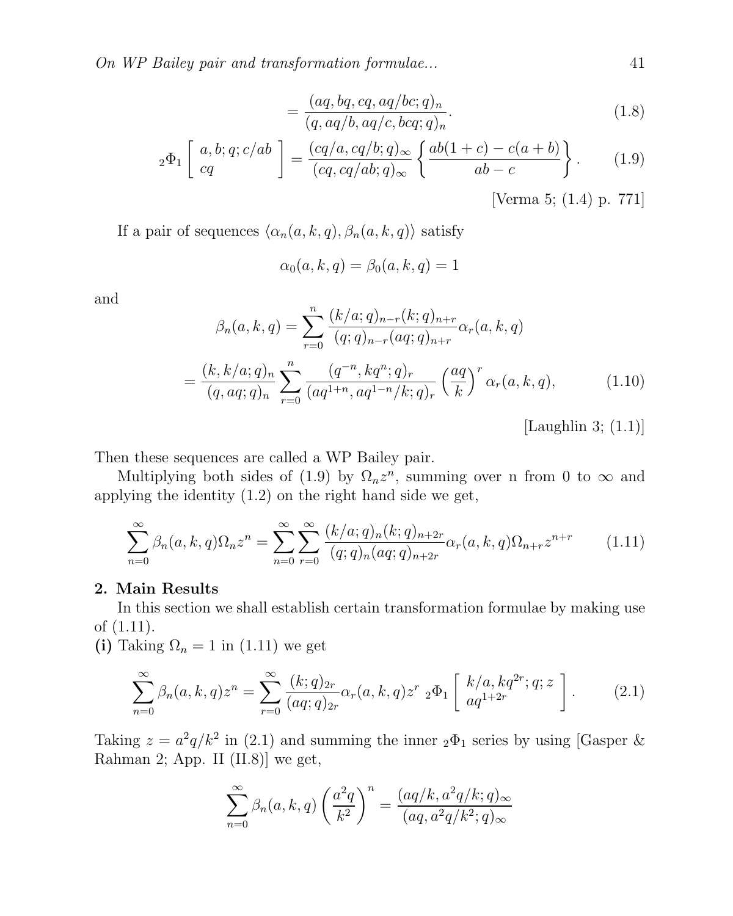$$= \frac{(aq, bq, cq, aq/bc; q)_n}{(q, aq/b, aq/c, bcq; q)_n}. \tag{1.8}$$

$$_2\Phi_1 \left[ \begin{array}{l} a, b; q; c/ab \\ cq \end{array} \right] = \frac{(cq/a, cq/b; q)_\infty}{(cq, cq/ab; q)_\infty} \left\{ \frac{ab(1+c) - c(a+b)}{ab - c} \right\}. \tag{1.9}$$

[Verma 5; (1.4) p. 771]

If a pair of sequences $\langle \alpha_n(a, k, q), \beta_n(a, k, q) \rangle$ satisfy

$$\alpha_0(a, k, q) = \beta_0(a, k, q) = 1$$

and

$$\beta_n(a, k, q) = \sum_{r=0}^{n} \frac{(k/a; q)_{n-r}(k; q)_{n+r}}{(q; q)_{n-r}(aq; q)_{n+r}} \alpha_r(a, k, q)$$

$$= \frac{(k, k/a; q)_n}{(q, aq; q)_n} \sum_{r=0}^{n} \frac{(q^{-n}, kq^n; q)_r}{(aq^{1+n}, aq^{1-n}/k; q)_r} \left( \frac{aq}{k} \right)^r \alpha_r(a, k, q), \tag{1.10}$$

[Laughlin 3; (1.1)]

Then these sequences are called a WP Bailey pair.

Multiplying both sides of (1.9) by $\Omega_n z^n$, summing over n from 0 to $\infty$ and applying the identity (1.2) on the right hand side we get,

$$\sum_{n=0}^{\infty} \beta_n(a, k, q)\Omega_n z^n = \sum_{n=0}^{\infty} \sum_{r=0}^{\infty} \frac{(k/a; q)_n (k; q)_{n+2r}}{(q; q)_n (aq; q)_{n+2r}} \alpha_r(a, k, q)\Omega_{n+r} z^{n+r} \tag{1.11}$$

## 2. Main Results

In this section we shall establish certain transformation formulae by making use of (1.11).

**(i)** Taking $\Omega_n = 1$ in (1.11) we get

$$\sum_{n=0}^{\infty} \beta_n(a, k, q) z^n = \sum_{r=0}^{\infty} \frac{(k; q)_{2r}}{(aq; q)_{2r}} \alpha_r(a, k, q) z^r \; {}_2\Phi_1 \left[ \begin{array}{l} k/a, kq^{2r}; q; z \\ aq^{1+2r} \end{array} \right]. \tag{2.1}$$

Taking $z = a^2q/k^2$ in (2.1) and summing the inner ${}_2\Phi_1$ series by using [Gasper & Rahman 2; App. II (II.8)] we get,

$$\sum_{n=0}^{\infty} \beta_n(a, k, q) \left( \frac{a^2 q}{k^2} \right)^n = \frac{(aq/k, a^2q/k; q)_\infty}{(aq, a^2q/k^2; q)_\infty}$$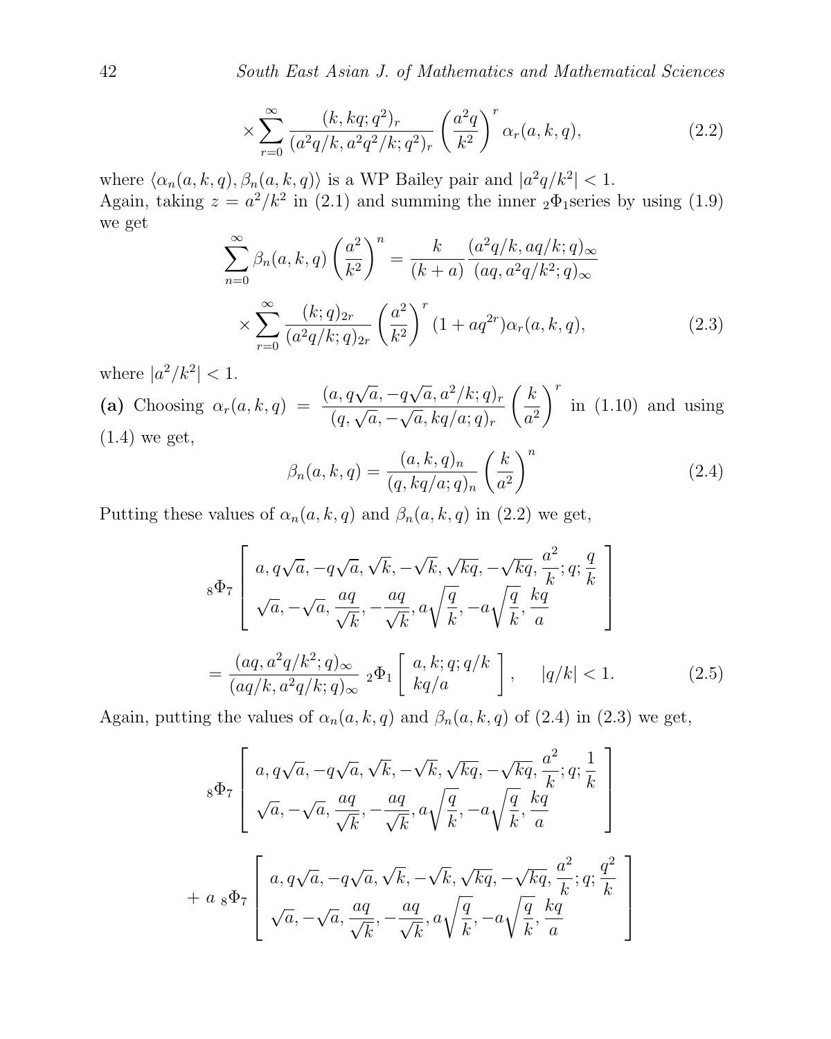$$\times \sum_{r=0}^{\infty} \frac{(k, kq; q^2)_r}{(a^2q/k, a^2q^2/k; q^2)_r} \left(\frac{a^2q}{k^2}\right)^r \alpha_r(a, k, q), \tag{2.2}$$

where $\langle \alpha_n(a, k, q), \beta_n(a, k, q) \rangle$ is a WP Bailey pair and $|a^2q/k^2| < 1$.
Again, taking $z = a^2/k^2$ in (2.1) and summing the inner ${}_2\Phi_1$series by using (1.9) we get

$$\sum_{n=0}^{\infty} \beta_n(a, k, q) \left(\frac{a^2}{k^2}\right)^n = \frac{k}{(k+a)} \frac{(a^2q/k, aq/k; q)_\infty}{(aq, a^2q/k^2; q)_\infty}$$

$$\times \sum_{r=0}^{\infty} \frac{(k; q)_{2r}}{(a^2q/k; q)_{2r}} \left(\frac{a^2}{k^2}\right)^r (1 + aq^{2r}) \alpha_r(a, k, q), \tag{2.3}$$

where $|a^2/k^2| < 1$.

**(a)** Choosing $\alpha_r(a, k, q) = \dfrac{(a, q\sqrt{a}, -q\sqrt{a}, a^2/k; q)_r}{(q, \sqrt{a}, -\sqrt{a}, kq/a; q)_r} \left(\dfrac{k}{a^2}\right)^r$ in (1.10) and using (1.4) we get,

$$\beta_n(a, k, q) = \frac{(a, k, q)_n}{(q, kq/a; q)_n} \left(\frac{k}{a^2}\right)^n \tag{2.4}$$

Putting these values of $\alpha_n(a, k, q)$ and $\beta_n(a, k, q)$ in (2.2) we get,

$$ {}_8\Phi_7 \left[ \begin{array}{l} a, q\sqrt{a}, -q\sqrt{a}, \sqrt{k}, -\sqrt{k}, \sqrt{kq}, -\sqrt{kq}, \dfrac{a^2}{k}; q; \dfrac{q}{k} \\ \sqrt{a}, -\sqrt{a}, \dfrac{aq}{\sqrt{k}}, -\dfrac{aq}{\sqrt{k}}, a\sqrt{\dfrac{q}{k}}, -a\sqrt{\dfrac{q}{k}}, \dfrac{kq}{a} \end{array} \right]$$

$$= \frac{(aq, a^2q/k^2; q)_\infty}{(aq/k, a^2q/k; q)_\infty} \, {}_2\Phi_1 \left[ \begin{array}{l} a, k; q; q/k \\ kq/a \end{array} \right], \qquad |q/k| < 1. \tag{2.5}$$

Again, putting the values of $\alpha_n(a, k, q)$ and $\beta_n(a, k, q)$ of (2.4) in (2.3) we get,

$$ {}_8\Phi_7 \left[ \begin{array}{l} a, q\sqrt{a}, -q\sqrt{a}, \sqrt{k}, -\sqrt{k}, \sqrt{kq}, -\sqrt{kq}, \dfrac{a^2}{k}; q; \dfrac{1}{k} \\ \sqrt{a}, -\sqrt{a}, \dfrac{aq}{\sqrt{k}}, -\dfrac{aq}{\sqrt{k}}, a\sqrt{\dfrac{q}{k}}, -a\sqrt{\dfrac{q}{k}}, \dfrac{kq}{a} \end{array} \right]$$

$$+ \ a \ {}_8\Phi_7 \left[ \begin{array}{l} a, q\sqrt{a}, -q\sqrt{a}, \sqrt{k}, -\sqrt{k}, \sqrt{kq}, -\sqrt{kq}, \dfrac{a^2}{k}; q; \dfrac{q^2}{k} \\ \sqrt{a}, -\sqrt{a}, \dfrac{aq}{\sqrt{k}}, -\dfrac{aq}{\sqrt{k}}, a\sqrt{\dfrac{q}{k}}, -a\sqrt{\dfrac{q}{k}}, \dfrac{kq}{a} \end{array} \right]$$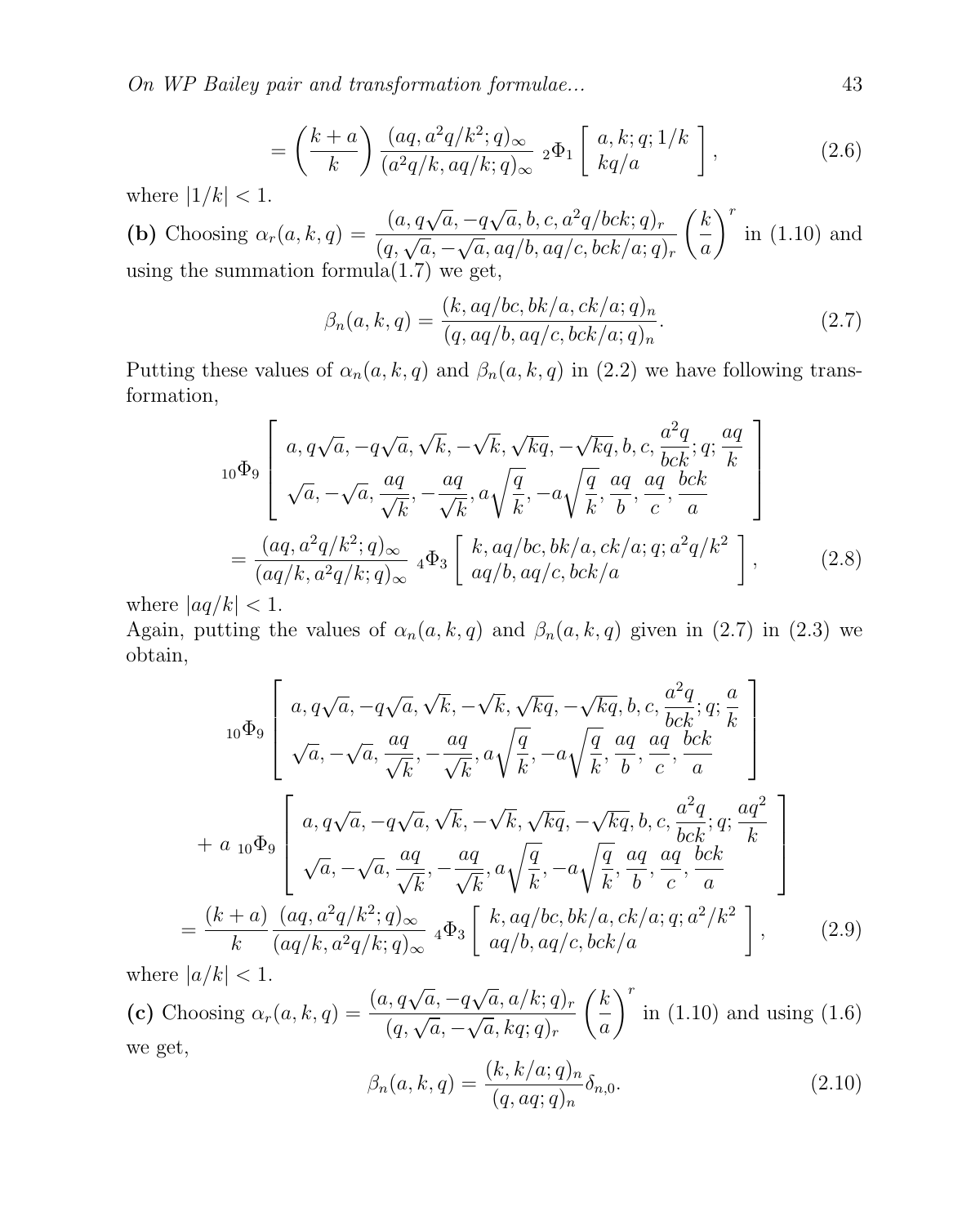$$= \left(\frac{k+a}{k}\right) \frac{(aq, a^2q/k^2; q)_\infty}{(a^2q/k, aq/k; q)_\infty} \, {}_2\Phi_1 \left[ \begin{array}{l} a, k; q; 1/k \\ kq/a \end{array} \right], \tag{2.6}$$

where $|1/k| < 1$.

**(b)** Choosing $\alpha_r(a,k,q) = \dfrac{(a, q\sqrt{a}, -q\sqrt{a}, b, c, a^2q/bck; q)_r}{(q, \sqrt{a}, -\sqrt{a}, aq/b, aq/c, bck/a; q)_r} \left(\dfrac{k}{a}\right)^r$ in (1.10) and using the summation formula(1.7) we get,

$$\beta_n(a,k,q) = \frac{(k, aq/bc, bk/a, ck/a; q)_n}{(q, aq/b, aq/c, bck/a; q)_n}. \tag{2.7}$$

Putting these values of $\alpha_n(a,k,q)$ and $\beta_n(a,k,q)$ in (2.2) we have following transformation,

$$ {}_{10}\Phi_9 \left[ \begin{array}{l} a, q\sqrt{a}, -q\sqrt{a}, \sqrt{k}, -\sqrt{k}, \sqrt{kq}, -\sqrt{kq}, b, c, \dfrac{a^2q}{bck}; q; \dfrac{aq}{k} \\ \sqrt{a}, -\sqrt{a}, \dfrac{aq}{\sqrt{k}}, -\dfrac{aq}{\sqrt{k}}, a\sqrt{\dfrac{q}{k}}, -a\sqrt{\dfrac{q}{k}}, \dfrac{aq}{b}, \dfrac{aq}{c}, \dfrac{bck}{a} \end{array} \right]$$

$$= \frac{(aq, a^2q/k^2; q)_\infty}{(aq/k, a^2q/k; q)_\infty} \, {}_4\Phi_3 \left[ \begin{array}{l} k, aq/bc, bk/a, ck/a; q; a^2q/k^2 \\ aq/b, aq/c, bck/a \end{array} \right], \tag{2.8}$$

where $|aq/k| < 1$.

Again, putting the values of $\alpha_n(a,k,q)$ and $\beta_n(a,k,q)$ given in (2.7) in (2.3) we obtain,

$$ {}_{10}\Phi_9 \left[ \begin{array}{l} a, q\sqrt{a}, -q\sqrt{a}, \sqrt{k}, -\sqrt{k}, \sqrt{kq}, -\sqrt{kq}, b, c, \dfrac{a^2q}{bck}; q; \dfrac{a}{k} \\ \sqrt{a}, -\sqrt{a}, \dfrac{aq}{\sqrt{k}}, -\dfrac{aq}{\sqrt{k}}, a\sqrt{\dfrac{q}{k}}, -a\sqrt{\dfrac{q}{k}}, \dfrac{aq}{b}, \dfrac{aq}{c}, \dfrac{bck}{a} \end{array} \right]$$

$$+ \, a \, {}_{10}\Phi_9 \left[ \begin{array}{l} a, q\sqrt{a}, -q\sqrt{a}, \sqrt{k}, -\sqrt{k}, \sqrt{kq}, -\sqrt{kq}, b, c, \dfrac{a^2q}{bck}; q; \dfrac{aq^2}{k} \\ \sqrt{a}, -\sqrt{a}, \dfrac{aq}{\sqrt{k}}, -\dfrac{aq}{\sqrt{k}}, a\sqrt{\dfrac{q}{k}}, -a\sqrt{\dfrac{q}{k}}, \dfrac{aq}{b}, \dfrac{aq}{c}, \dfrac{bck}{a} \end{array} \right]$$

$$= \frac{(k+a)}{k} \frac{(aq, a^2q/k^2; q)_\infty}{(aq/k, a^2q/k; q)_\infty} \, {}_4\Phi_3 \left[ \begin{array}{l} k, aq/bc, bk/a, ck/a; q; a^2/k^2 \\ aq/b, aq/c, bck/a \end{array} \right], \tag{2.9}$$

where $|a/k| < 1$.

**(c)** Choosing $\alpha_r(a,k,q) = \dfrac{(a, q\sqrt{a}, -q\sqrt{a}, a/k; q)_r}{(q, \sqrt{a}, -\sqrt{a}, kq; q)_r} \left(\dfrac{k}{a}\right)^r$ in (1.10) and using (1.6) we get,

$$\beta_n(a,k,q) = \frac{(k, k/a; q)_n}{(q, aq; q)_n} \delta_{n,0}. \tag{2.10}$$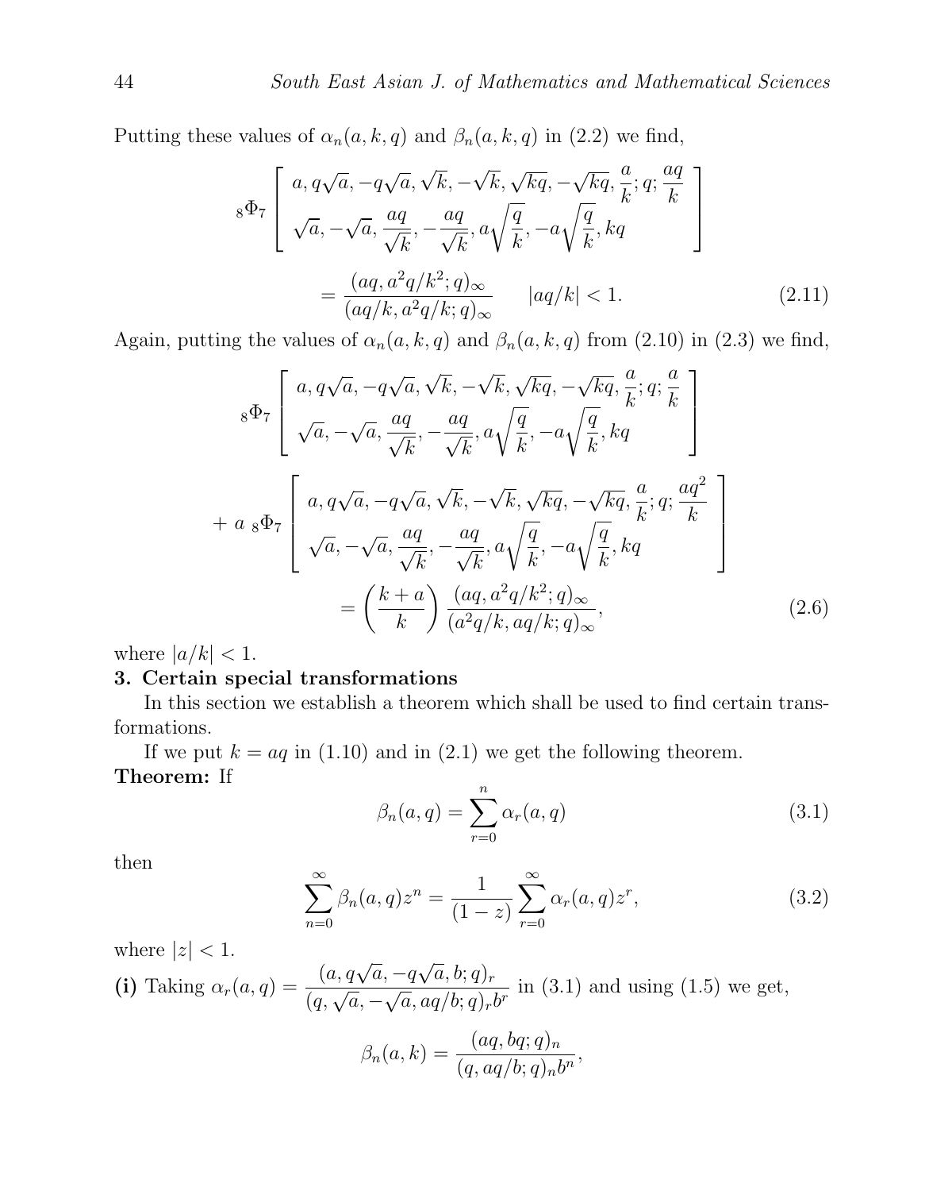Putting these values of $\alpha_n(a,k,q)$ and $\beta_n(a,k,q)$ in (2.2) we find,

$$
{}_8\Phi_7\left[\begin{array}{l} a, q\sqrt{a}, -q\sqrt{a}, \sqrt{k}, -\sqrt{k}, \sqrt{kq}, -\sqrt{kq}, \dfrac{a}{k}; q; \dfrac{aq}{k} \\ \sqrt{a}, -\sqrt{a}, \dfrac{aq}{\sqrt{k}}, -\dfrac{aq}{\sqrt{k}}, a\sqrt{\dfrac{q}{k}}, -a\sqrt{\dfrac{q}{k}}, kq \end{array}\right]
$$

$$
= \frac{(aq, a^2q/k^2; q)_\infty}{(aq/k, a^2q/k; q)_\infty} \qquad |aq/k| < 1. \tag{2.11}
$$

Again, putting the values of $\alpha_n(a,k,q)$ and $\beta_n(a,k,q)$ from (2.10) in (2.3) we find,

$$
{}_8\Phi_7\left[\begin{array}{l} a, q\sqrt{a}, -q\sqrt{a}, \sqrt{k}, -\sqrt{k}, \sqrt{kq}, -\sqrt{kq}, \dfrac{a}{k}; q; \dfrac{a}{k} \\ \sqrt{a}, -\sqrt{a}, \dfrac{aq}{\sqrt{k}}, -\dfrac{aq}{\sqrt{k}}, a\sqrt{\dfrac{q}{k}}, -a\sqrt{\dfrac{q}{k}}, kq \end{array}\right]
$$

$$
+\ a\ {}_8\Phi_7\left[\begin{array}{l} a, q\sqrt{a}, -q\sqrt{a}, \sqrt{k}, -\sqrt{k}, \sqrt{kq}, -\sqrt{kq}, \dfrac{a}{k}; q; \dfrac{aq^2}{k} \\ \sqrt{a}, -\sqrt{a}, \dfrac{aq}{\sqrt{k}}, -\dfrac{aq}{\sqrt{k}}, a\sqrt{\dfrac{q}{k}}, -a\sqrt{\dfrac{q}{k}}, kq \end{array}\right]
$$

$$
= \left(\frac{k+a}{k}\right) \frac{(aq, a^2q/k^2; q)_\infty}{(a^2q/k, aq/k; q)_\infty}, \tag{2.6}
$$

where $|a/k| < 1$.

## 3. Certain special transformations

In this section we establish a theorem which shall be used to find certain transformations.

If we put $k = aq$ in (1.10) and in (2.1) we get the following theorem.

**Theorem:** If

$$
\beta_n(a,q) = \sum_{r=0}^{n} \alpha_r(a,q) \tag{3.1}
$$

then

$$
\sum_{n=0}^{\infty} \beta_n(a,q) z^n = \frac{1}{(1-z)} \sum_{r=0}^{\infty} \alpha_r(a,q) z^r, \tag{3.2}
$$

where $|z| < 1$.

**(i)** Taking $\alpha_r(a,q) = \dfrac{(a, q\sqrt{a}, -q\sqrt{a}, b; q)_r}{(q, \sqrt{a}, -\sqrt{a}, aq/b; q)_r b^r}$ in (3.1) and using (1.5) we get,

$$
\beta_n(a,k) = \frac{(aq, bq; q)_n}{(q, aq/b; q)_n b^n},
$$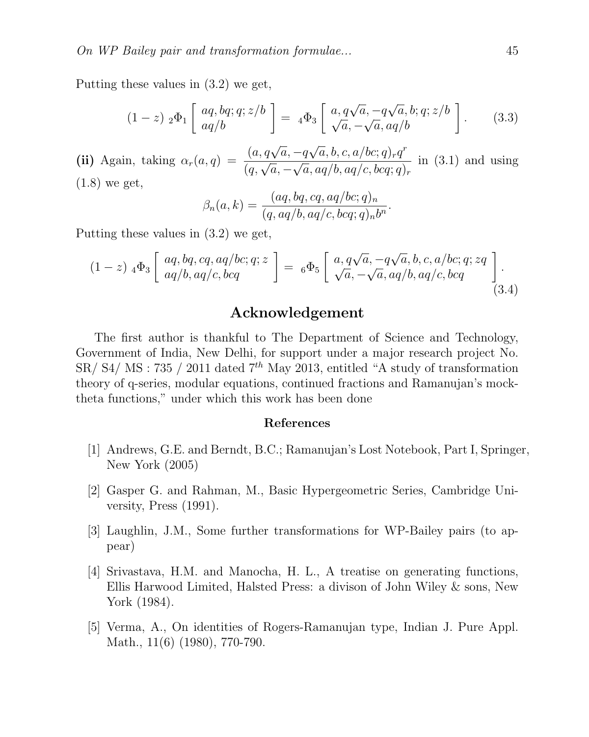Putting these values in (3.2) we get,

$$(1-z)\ {}_2\Phi_1\left[\begin{array}{l} aq, bq; q; z/b \\ aq/b \end{array}\right] = {}_4\Phi_3\left[\begin{array}{l} a, q\sqrt{a}, -q\sqrt{a}, b; q; z/b \\ \sqrt{a}, -\sqrt{a}, aq/b \end{array}\right]. \tag{3.3}$$

**(ii)** Again, taking $\alpha_r(a,q) = \dfrac{(a, q\sqrt{a}, -q\sqrt{a}, b, c, a/bc; q)_r q^r}{(q, \sqrt{a}, -\sqrt{a}, aq/b, aq/c, bcq; q)_r}$ in (3.1) and using (1.8) we get,

$$\beta_n(a,k) = \frac{(aq, bq, cq, aq/bc; q)_n}{(q, aq/b, aq/c, bcq; q)_n b^n}.$$

Putting these values in (3.2) we get,

$$(1-z)\ {}_4\Phi_3\left[\begin{array}{l} aq, bq, cq, aq/bc; q; z \\ aq/b, aq/c, bcq \end{array}\right] = {}_6\Phi_5\left[\begin{array}{l} a, q\sqrt{a}, -q\sqrt{a}, b, c, a/bc; q; zq \\ \sqrt{a}, -\sqrt{a}, aq/b, aq/c, bcq \end{array}\right]. \tag{3.4}$$

## Acknowledgement

The first author is thankful to The Department of Science and Technology, Government of India, New Delhi, for support under a major research project No. SR/ S4/ MS : 735 / 2011 dated $7^{th}$ May 2013, entitled "A study of transformation theory of q-series, modular equations, continued fractions and Ramanujan's mock-theta functions," under which this work has been done

### References

[1] Andrews, G.E. and Berndt, B.C.; Ramanujan's Lost Notebook, Part I, Springer, New York (2005)

[2] Gasper G. and Rahman, M., Basic Hypergeometric Series, Cambridge University, Press (1991).

[3] Laughlin, J.M., Some further transformations for WP-Bailey pairs (to appear)

[4] Srivastava, H.M. and Manocha, H. L., A treatise on generating functions, Ellis Harwood Limited, Halsted Press: a divison of John Wiley & sons, New York (1984).

[5] Verma, A., On identities of Rogers-Ramanujan type, Indian J. Pure Appl. Math., 11(6) (1980), 770-790.